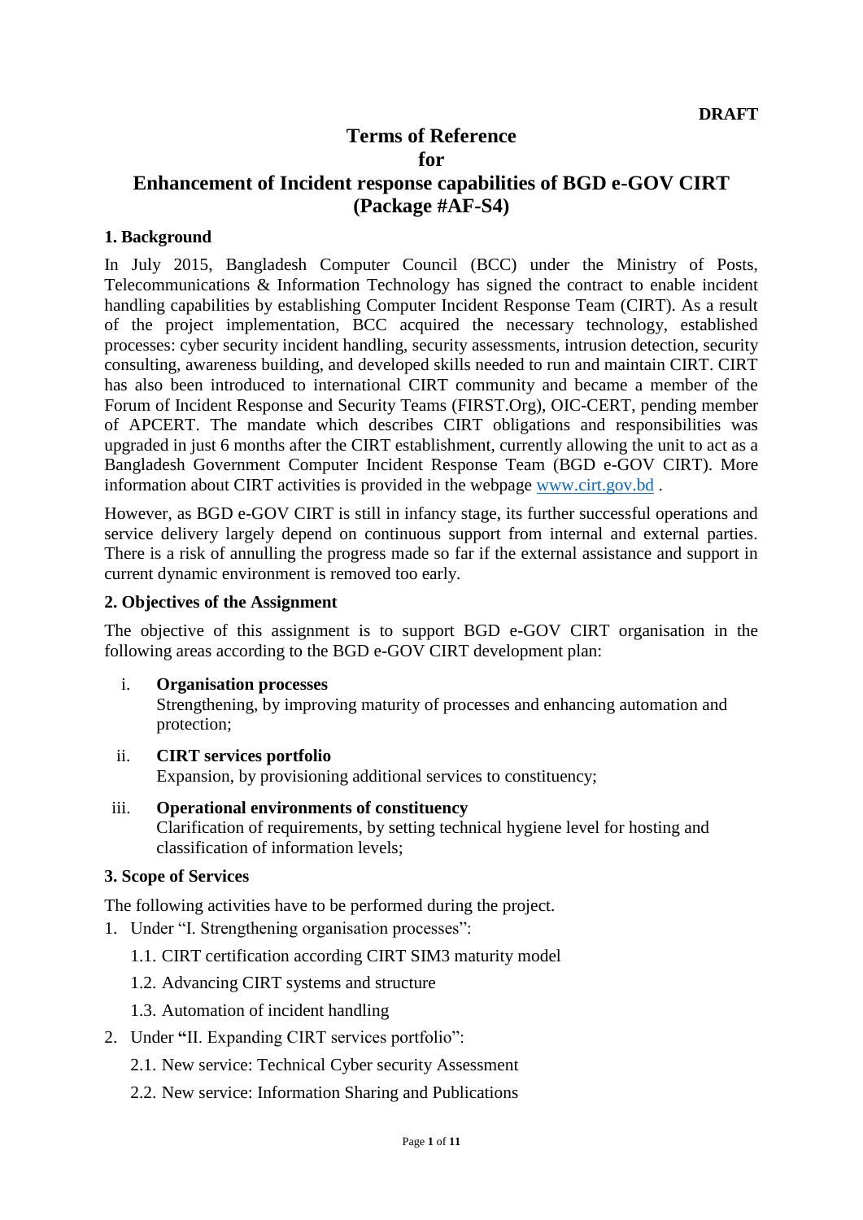**DRAFT**

# Terms of Reference
# for
# Enhancement of Incident response capabilities of BGD e-GOV CIRT (Package #AF-S4)

## 1. Background

In July 2015, Bangladesh Computer Council (BCC) under the Ministry of Posts, Telecommunications & Information Technology has signed the contract to enable incident handling capabilities by establishing Computer Incident Response Team (CIRT). As a result of the project implementation, BCC acquired the necessary technology, established processes: cyber security incident handling, security assessments, intrusion detection, security consulting, awareness building, and developed skills needed to run and maintain CIRT. CIRT has also been introduced to international CIRT community and became a member of the Forum of Incident Response and Security Teams (FIRST.Org), OIC-CERT, pending member of APCERT. The mandate which describes CIRT obligations and responsibilities was upgraded in just 6 months after the CIRT establishment, currently allowing the unit to act as a Bangladesh Government Computer Incident Response Team (BGD e-GOV CIRT). More information about CIRT activities is provided in the webpage [www.cirt.gov.bd](http://www.cirt.gov.bd) .

However, as BGD e-GOV CIRT is still in infancy stage, its further successful operations and service delivery largely depend on continuous support from internal and external parties. There is a risk of annulling the progress made so far if the external assistance and support in current dynamic environment is removed too early.

## 2. Objectives of the Assignment

The objective of this assignment is to support BGD e-GOV CIRT organisation in the following areas according to the BGD e-GOV CIRT development plan:

i. **Organisation processes**
   Strengthening, by improving maturity of processes and enhancing automation and protection;

ii. **CIRT services portfolio**
   Expansion, by provisioning additional services to constituency;

iii. **Operational environments of constituency**
   Clarification of requirements, by setting technical hygiene level for hosting and classification of information levels;

## 3. Scope of Services

The following activities have to be performed during the project.

1. Under "I. Strengthening organisation processes":
   - 1.1. CIRT certification according CIRT SIM3 maturity model
   - 1.2. Advancing CIRT systems and structure
   - 1.3. Automation of incident handling
2. Under **"**II. Expanding CIRT services portfolio":
   - 2.1. New service: Technical Cyber security Assessment
   - 2.2. New service: Information Sharing and Publications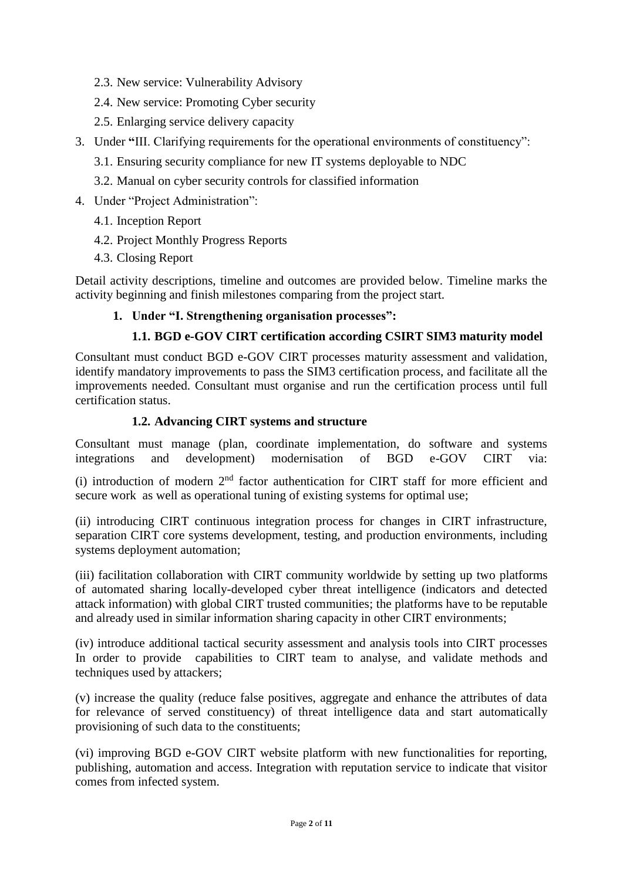2.3. New service: Vulnerability Advisory

   2.4. New service: Promoting Cyber security

   2.5. Enlarging service delivery capacity

3. Under "III. Clarifying requirements for the operational environments of constituency":

   3.1. Ensuring security compliance for new IT systems deployable to NDC

   3.2. Manual on cyber security controls for classified information

4. Under "Project Administration":

   4.1. Inception Report

   4.2. Project Monthly Progress Reports

   4.3. Closing Report

Detail activity descriptions, timeline and outcomes are provided below. Timeline marks the activity beginning and finish milestones comparing from the project start.

**1. Under "I. Strengthening organisation processes":**

**1.1. BGD e-GOV CIRT certification according CSIRT SIM3 maturity model**

Consultant must conduct BGD e-GOV CIRT processes maturity assessment and validation, identify mandatory improvements to pass the SIM3 certification process, and facilitate all the improvements needed. Consultant must organise and run the certification process until full certification status.

**1.2. Advancing CIRT systems and structure**

Consultant must manage (plan, coordinate implementation, do software and systems integrations and development) modernisation of BGD e-GOV CIRT via:

(i) introduction of modern 2nd factor authentication for CIRT staff for more efficient and secure work as well as operational tuning of existing systems for optimal use;

(ii) introducing CIRT continuous integration process for changes in CIRT infrastructure, separation CIRT core systems development, testing, and production environments, including systems deployment automation;

(iii) facilitation collaboration with CIRT community worldwide by setting up two platforms of automated sharing locally-developed cyber threat intelligence (indicators and detected attack information) with global CIRT trusted communities; the platforms have to be reputable and already used in similar information sharing capacity in other CIRT environments;

(iv) introduce additional tactical security assessment and analysis tools into CIRT processes In order to provide capabilities to CIRT team to analyse, and validate methods and techniques used by attackers;

(v) increase the quality (reduce false positives, aggregate and enhance the attributes of data for relevance of served constituency) of threat intelligence data and start automatically provisioning of such data to the constituents;

(vi) improving BGD e-GOV CIRT website platform with new functionalities for reporting, publishing, automation and access. Integration with reputation service to indicate that visitor comes from infected system.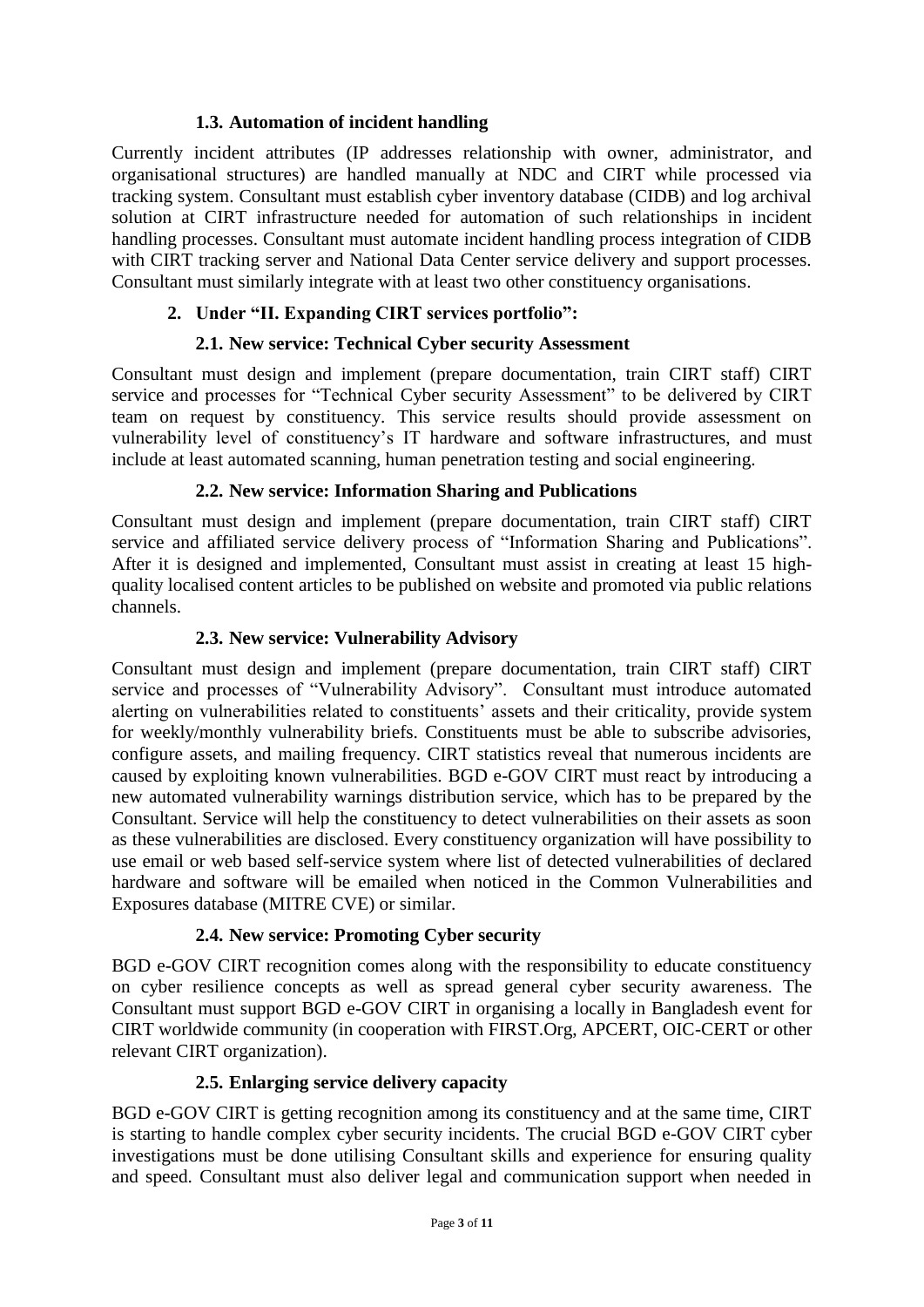### 1.3. Automation of incident handling

Currently incident attributes (IP addresses relationship with owner, administrator, and organisational structures) are handled manually at NDC and CIRT while processed via tracking system. Consultant must establish cyber inventory database (CIDB) and log archival solution at CIRT infrastructure needed for automation of such relationships in incident handling processes. Consultant must automate incident handling process integration of CIDB with CIRT tracking server and National Data Center service delivery and support processes. Consultant must similarly integrate with at least two other constituency organisations.

## 2. Under "II. Expanding CIRT services portfolio":

### 2.1. New service: Technical Cyber security Assessment

Consultant must design and implement (prepare documentation, train CIRT staff) CIRT service and processes for "Technical Cyber security Assessment" to be delivered by CIRT team on request by constituency. This service results should provide assessment on vulnerability level of constituency's IT hardware and software infrastructures, and must include at least automated scanning, human penetration testing and social engineering.

### 2.2. New service: Information Sharing and Publications

Consultant must design and implement (prepare documentation, train CIRT staff) CIRT service and affiliated service delivery process of "Information Sharing and Publications". After it is designed and implemented, Consultant must assist in creating at least 15 high-quality localised content articles to be published on website and promoted via public relations channels.

### 2.3. New service: Vulnerability Advisory

Consultant must design and implement (prepare documentation, train CIRT staff) CIRT service and processes of "Vulnerability Advisory". Consultant must introduce automated alerting on vulnerabilities related to constituents' assets and their criticality, provide system for weekly/monthly vulnerability briefs. Constituents must be able to subscribe advisories, configure assets, and mailing frequency. CIRT statistics reveal that numerous incidents are caused by exploiting known vulnerabilities. BGD e-GOV CIRT must react by introducing a new automated vulnerability warnings distribution service, which has to be prepared by the Consultant. Service will help the constituency to detect vulnerabilities on their assets as soon as these vulnerabilities are disclosed. Every constituency organization will have possibility to use email or web based self-service system where list of detected vulnerabilities of declared hardware and software will be emailed when noticed in the Common Vulnerabilities and Exposures database (MITRE CVE) or similar.

### 2.4. New service: Promoting Cyber security

BGD e-GOV CIRT recognition comes along with the responsibility to educate constituency on cyber resilience concepts as well as spread general cyber security awareness. The Consultant must support BGD e-GOV CIRT in organising a locally in Bangladesh event for CIRT worldwide community (in cooperation with FIRST.Org, APCERT, OIC-CERT or other relevant CIRT organization).

### 2.5. Enlarging service delivery capacity

BGD e-GOV CIRT is getting recognition among its constituency and at the same time, CIRT is starting to handle complex cyber security incidents. The crucial BGD e-GOV CIRT cyber investigations must be done utilising Consultant skills and experience for ensuring quality and speed. Consultant must also deliver legal and communication support when needed in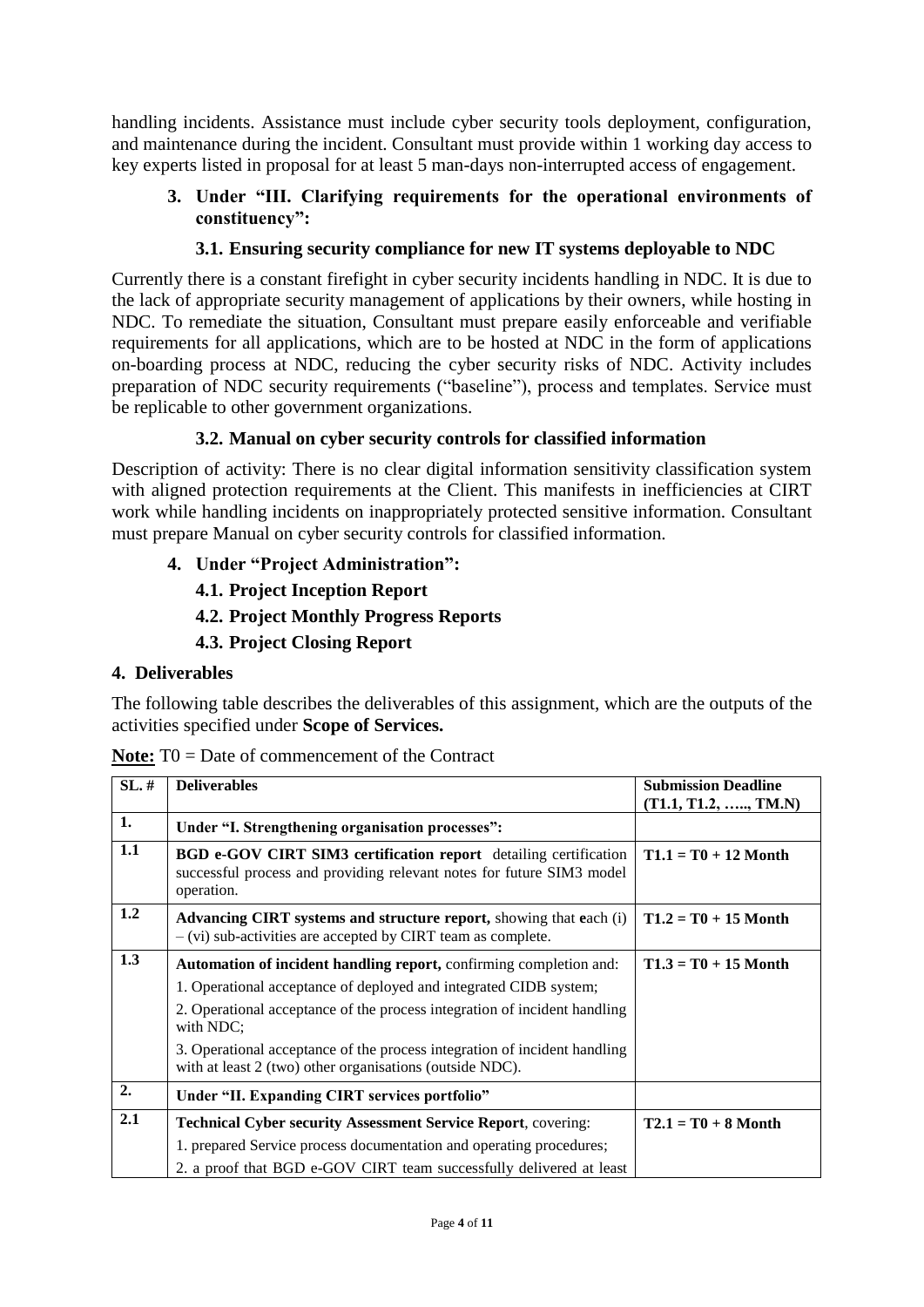handling incidents. Assistance must include cyber security tools deployment, configuration, and maintenance during the incident. Consultant must provide within 1 working day access to key experts listed in proposal for at least 5 man-days non-interrupted access of engagement.

### 3. Under "III. Clarifying requirements for the operational environments of constituency":

#### 3.1. Ensuring security compliance for new IT systems deployable to NDC

Currently there is a constant firefight in cyber security incidents handling in NDC. It is due to the lack of appropriate security management of applications by their owners, while hosting in NDC. To remediate the situation, Consultant must prepare easily enforceable and verifiable requirements for all applications, which are to be hosted at NDC in the form of applications on-boarding process at NDC, reducing the cyber security risks of NDC. Activity includes preparation of NDC security requirements ("baseline"), process and templates. Service must be replicable to other government organizations.

#### 3.2. Manual on cyber security controls for classified information

Description of activity: There is no clear digital information sensitivity classification system with aligned protection requirements at the Client. This manifests in inefficiencies at CIRT work while handling incidents on inappropriately protected sensitive information. Consultant must prepare Manual on cyber security controls for classified information.

### 4. Under "Project Administration":

#### 4.1. Project Inception Report

#### 4.2. Project Monthly Progress Reports

#### 4.3. Project Closing Report

## 4. Deliverables

The following table describes the deliverables of this assignment, which are the outputs of the activities specified under **Scope of Services.**

**Note:** T0 = Date of commencement of the Contract

| SL. # | Deliverables | Submission Deadline (T1.1, T1.2, ….., TM.N) |
|---|---|---|
| **1.** | **Under "I. Strengthening organisation processes":** | |
| **1.1** | **BGD e-GOV CIRT SIM3 certification report** detailing certification successful process and providing relevant notes for future SIM3 model operation. | **T1.1 = T0 + 12 Month** |
| **1.2** | **Advancing CIRT systems and structure report,** showing that **e**ach (i) – (vi) sub-activities are accepted by CIRT team as complete. | **T1.2 = T0 + 15 Month** |
| **1.3** | **Automation of incident handling report,** confirming completion and:<br>1. Operational acceptance of deployed and integrated CIDB system;<br>2. Operational acceptance of the process integration of incident handling with NDC;<br>3. Operational acceptance of the process integration of incident handling with at least 2 (two) other organisations (outside NDC). | **T1.3 = T0 + 15 Month** |
| **2.** | **Under "II. Expanding CIRT services portfolio"** | |
| **2.1** | **Technical Cyber security Assessment Service Report**, covering:<br>1. prepared Service process documentation and operating procedures;<br>2. a proof that BGD e-GOV CIRT team successfully delivered at least | **T2.1 = T0 + 8 Month** |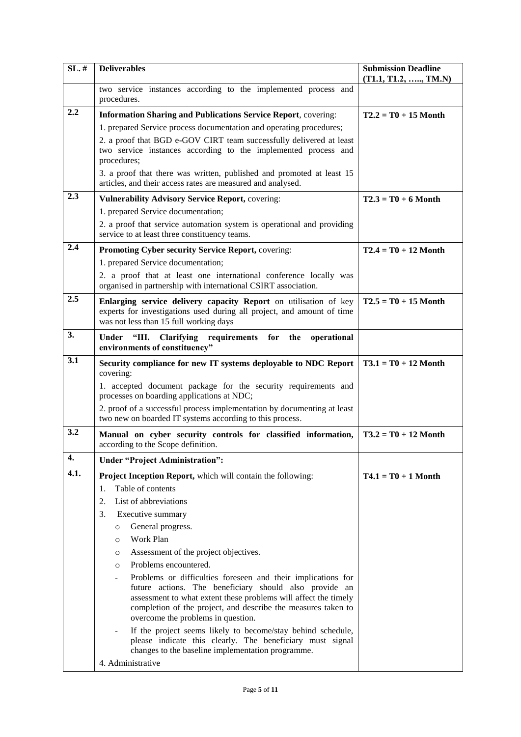| SL. # | Deliverables | Submission Deadline (T1.1, T1.2, ….., TM.N) |
| --- | --- | --- |
| | two service instances according to the implemented process and procedures. | |
| 2.2 | **Information Sharing and Publications Service Report**, covering:<br>1. prepared Service process documentation and operating procedures;<br>2. a proof that BGD e-GOV CIRT team successfully delivered at least two service instances according to the implemented process and procedures;<br>3. a proof that there was written, published and promoted at least 15 articles, and their access rates are measured and analysed. | **T2.2 = T0 + 15 Month** |
| 2.3 | **Vulnerability Advisory Service Report,** covering:<br>1. prepared Service documentation;<br>2. a proof that service automation system is operational and providing service to at least three constituency teams. | **T2.3 = T0 + 6 Month** |
| 2.4 | **Promoting Cyber security Service Report,** covering:<br>1. prepared Service documentation;<br>2. a proof that at least one international conference locally was organised in partnership with international CSIRT association. | **T2.4 = T0 + 12 Month** |
| 2.5 | **Enlarging service delivery capacity Report** on utilisation of key experts for investigations used during all project, and amount of time was not less than 15 full working days | **T2.5 = T0 + 15 Month** |
| **3.** | **Under "III. Clarifying requirements for the operational environments of constituency"** | |
| 3.1 | **Security compliance for new IT systems deployable to NDC Report** covering:<br>1. accepted document package for the security requirements and processes on boarding applications at NDC;<br>2. proof of a successful process implementation by documenting at least two new on boarded IT systems according to this process. | **T3.1 = T0 + 12 Month** |
| 3.2 | **Manual on cyber security controls for classified information,** according to the Scope definition. | **T3.2 = T0 + 12 Month** |
| **4.** | **Under "Project Administration":** | |
| 4.1. | **Project Inception Report,** which will contain the following:<br>1. Table of contents<br>2. List of abbreviations<br>3. Executive summary<br>○ General progress.<br>○ Work Plan<br>○ Assessment of the project objectives.<br>○ Problems encountered.<br>- Problems or difficulties foreseen and their implications for future actions. The beneficiary should also provide an assessment to what extent these problems will affect the timely completion of the project, and describe the measures taken to overcome the problems in question.<br>- If the project seems likely to become/stay behind schedule, please indicate this clearly. The beneficiary must signal changes to the baseline implementation programme.<br>4. Administrative | **T4.1 = T0 + 1 Month** |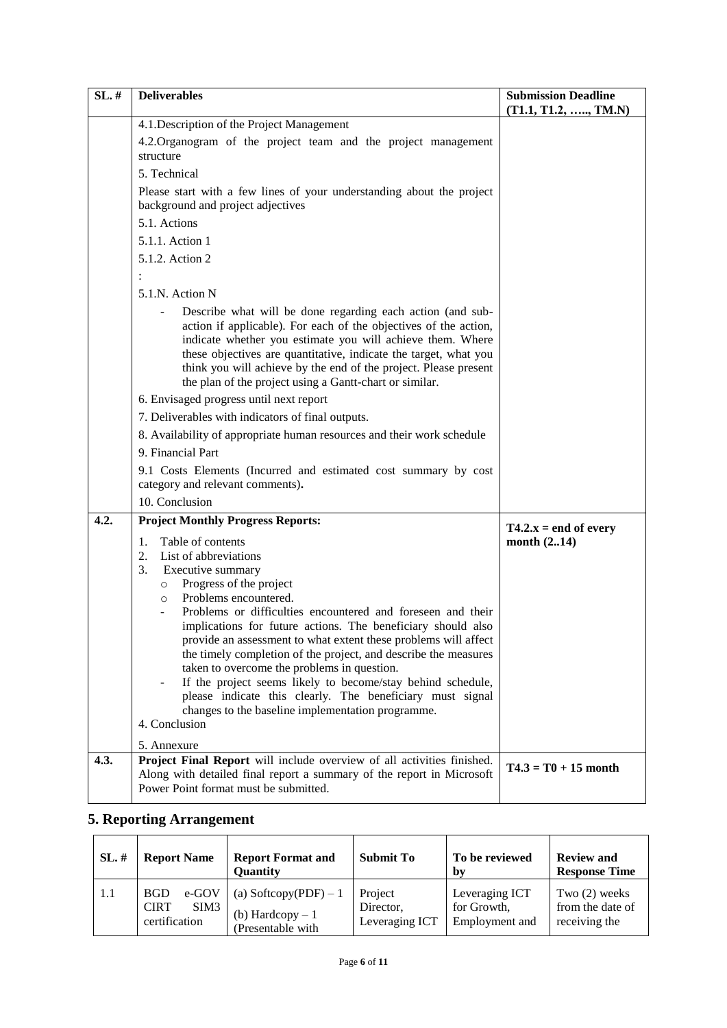| SL. # | Deliverables | Submission Deadline (T1.1, T1.2, ….., TM.N) |
|---|---|---|
| | 4.1.Description of the Project Management<br>4.2.Organogram of the project team and the project management structure<br>5. Technical<br>Please start with a few lines of your understanding about the project background and project adjectives<br>5.1. Actions<br>5.1.1. Action 1<br>5.1.2. Action 2<br>:<br>5.1.N. Action N<br>- Describe what will be done regarding each action (and sub-action if applicable). For each of the objectives of the action, indicate whether you estimate you will achieve them. Where these objectives are quantitative, indicate the target, what you think you will achieve by the end of the project. Please present the plan of the project using a Gantt-chart or similar.<br>6. Envisaged progress until next report<br>7. Deliverables with indicators of final outputs.<br>8. Availability of appropriate human resources and their work schedule<br>9. Financial Part<br>9.1 Costs Elements (Incurred and estimated cost summary by cost category and relevant comments).<br>10. Conclusion | |
| 4.2. | **Project Monthly Progress Reports:**<br>1. Table of contents<br>2. List of abbreviations<br>3. Executive summary<br>○ Progress of the project<br>○ Problems encountered.<br>- Problems or difficulties encountered and foreseen and their implications for future actions. The beneficiary should also provide an assessment to what extent these problems will affect the timely completion of the project, and describe the measures taken to overcome the problems in question.<br>- If the project seems likely to become/stay behind schedule, please indicate this clearly. The beneficiary must signal changes to the baseline implementation programme.<br>4. Conclusion<br>5. Annexure | **T4.2.x = end of every month (2..14)** |
| 4.3. | **Project Final Report** will include overview of all activities finished. Along with detailed final report a summary of the report in Microsoft Power Point format must be submitted. | **T4.3 = T0 + 15 month** |

## 5. Reporting Arrangement

| SL. # | Report Name | Report Format and Quantity | Submit To | To be reviewed by | Review and Response Time |
|---|---|---|---|---|---|
| 1.1 | BGD e-GOV CIRT SIM3 certification | (a) Softcopy(PDF) – 1<br>(b) Hardcopy – 1 (Presentable with | Project Director, Leveraging ICT | Leveraging ICT for Growth, Employment and | Two (2) weeks from the date of receiving the |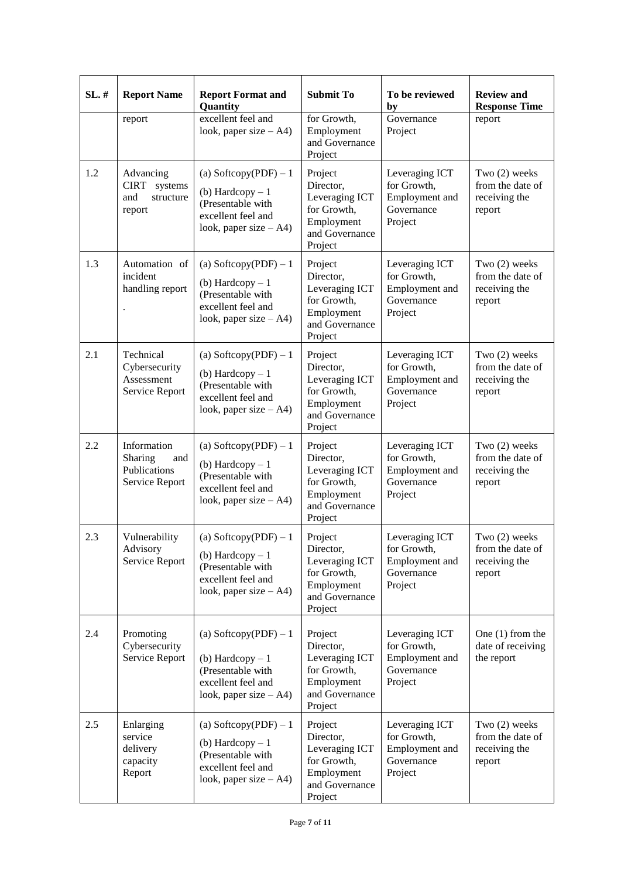| SL. # | Report Name | Report Format and Quantity | Submit To | To be reviewed by | Review and Response Time |
|---|---|---|---|---|---|
| | report | excellent feel and look, paper size – A4) | for Growth, Employment and Governance Project | Governance Project | report |
| 1.2 | Advancing CIRT systems and structure report | (a) Softcopy(PDF) – 1<br>(b) Hardcopy – 1 (Presentable with excellent feel and look, paper size – A4) | Project Director, Leveraging ICT for Growth, Employment and Governance Project | Leveraging ICT for Growth, Employment and Governance Project | Two (2) weeks from the date of receiving the report |
| 1.3 | Automation of incident handling report<br>. | (a) Softcopy(PDF) – 1<br>(b) Hardcopy – 1 (Presentable with excellent feel and look, paper size – A4) | Project Director, Leveraging ICT for Growth, Employment and Governance Project | Leveraging ICT for Growth, Employment and Governance Project | Two (2) weeks from the date of receiving the report |
| 2.1 | Technical Cybersecurity Assessment Service Report | (a) Softcopy(PDF) – 1<br>(b) Hardcopy – 1 (Presentable with excellent feel and look, paper size – A4) | Project Director, Leveraging ICT for Growth, Employment and Governance Project | Leveraging ICT for Growth, Employment and Governance Project | Two (2) weeks from the date of receiving the report |
| 2.2 | Information Sharing and Publications Service Report | (a) Softcopy(PDF) – 1<br>(b) Hardcopy – 1 (Presentable with excellent feel and look, paper size – A4) | Project Director, Leveraging ICT for Growth, Employment and Governance Project | Leveraging ICT for Growth, Employment and Governance Project | Two (2) weeks from the date of receiving the report |
| 2.3 | Vulnerability Advisory Service Report | (a) Softcopy(PDF) – 1<br>(b) Hardcopy – 1 (Presentable with excellent feel and look, paper size – A4) | Project Director, Leveraging ICT for Growth, Employment and Governance Project | Leveraging ICT for Growth, Employment and Governance Project | Two (2) weeks from the date of receiving the report |
| 2.4 | Promoting Cybersecurity Service Report | (a) Softcopy(PDF) – 1<br>(b) Hardcopy – 1 (Presentable with excellent feel and look, paper size – A4) | Project Director, Leveraging ICT for Growth, Employment and Governance Project | Leveraging ICT for Growth, Employment and Governance Project | One (1) from the date of receiving the report |
| 2.5 | Enlarging service delivery capacity Report | (a) Softcopy(PDF) – 1<br>(b) Hardcopy – 1 (Presentable with excellent feel and look, paper size – A4) | Project Director, Leveraging ICT for Growth, Employment and Governance Project | Leveraging ICT for Growth, Employment and Governance Project | Two (2) weeks from the date of receiving the report |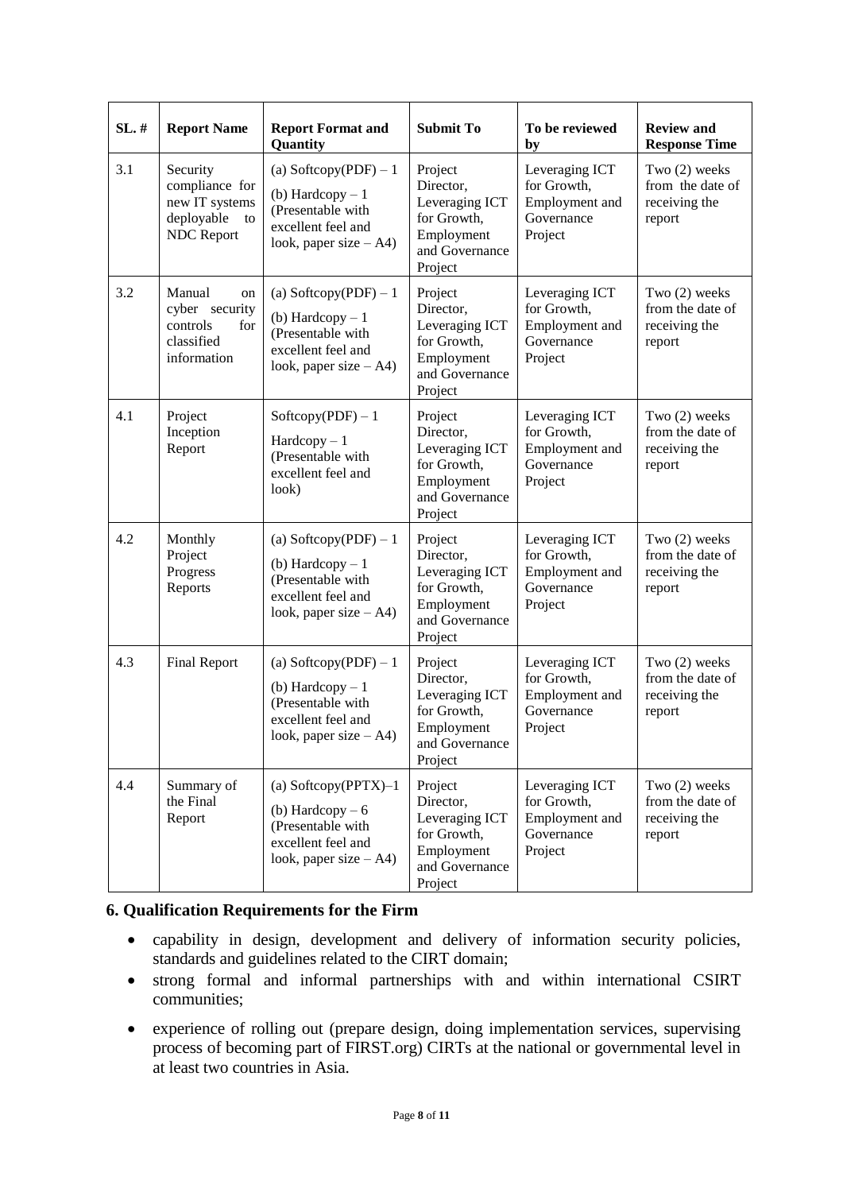| SL. # | Report Name | Report Format and Quantity | Submit To | To be reviewed by | Review and Response Time |
|---|---|---|---|---|---|
| 3.1 | Security compliance for new IT systems deployable to NDC Report | (a) Softcopy(PDF) – 1<br>(b) Hardcopy – 1 (Presentable with excellent feel and look, paper size – A4) | Project Director, Leveraging ICT for Growth, Employment and Governance Project | Leveraging ICT for Growth, Employment and Governance Project | Two (2) weeks from the date of receiving the report |
| 3.2 | Manual on cyber security controls for classified information | (a) Softcopy(PDF) – 1<br>(b) Hardcopy – 1 (Presentable with excellent feel and look, paper size – A4) | Project Director, Leveraging ICT for Growth, Employment and Governance Project | Leveraging ICT for Growth, Employment and Governance Project | Two (2) weeks from the date of receiving the report |
| 4.1 | Project Inception Report | Softcopy(PDF) – 1<br>Hardcopy – 1 (Presentable with excellent feel and look) | Project Director, Leveraging ICT for Growth, Employment and Governance Project | Leveraging ICT for Growth, Employment and Governance Project | Two (2) weeks from the date of receiving the report |
| 4.2 | Monthly Project Progress Reports | (a) Softcopy(PDF) – 1<br>(b) Hardcopy – 1 (Presentable with excellent feel and look, paper size – A4) | Project Director, Leveraging ICT for Growth, Employment and Governance Project | Leveraging ICT for Growth, Employment and Governance Project | Two (2) weeks from the date of receiving the report |
| 4.3 | Final Report | (a) Softcopy(PDF) – 1<br>(b) Hardcopy – 1 (Presentable with excellent feel and look, paper size – A4) | Project Director, Leveraging ICT for Growth, Employment and Governance Project | Leveraging ICT for Growth, Employment and Governance Project | Two (2) weeks from the date of receiving the report |
| 4.4 | Summary of the Final Report | (a) Softcopy(PPTX)–1<br>(b) Hardcopy – 6 (Presentable with excellent feel and look, paper size – A4) | Project Director, Leveraging ICT for Growth, Employment and Governance Project | Leveraging ICT for Growth, Employment and Governance Project | Two (2) weeks from the date of receiving the report |

## 6. Qualification Requirements for the Firm

- capability in design, development and delivery of information security policies, standards and guidelines related to the CIRT domain;
- strong formal and informal partnerships with and within international CSIRT communities;
- experience of rolling out (prepare design, doing implementation services, supervising process of becoming part of FIRST.org) CIRTs at the national or governmental level in at least two countries in Asia.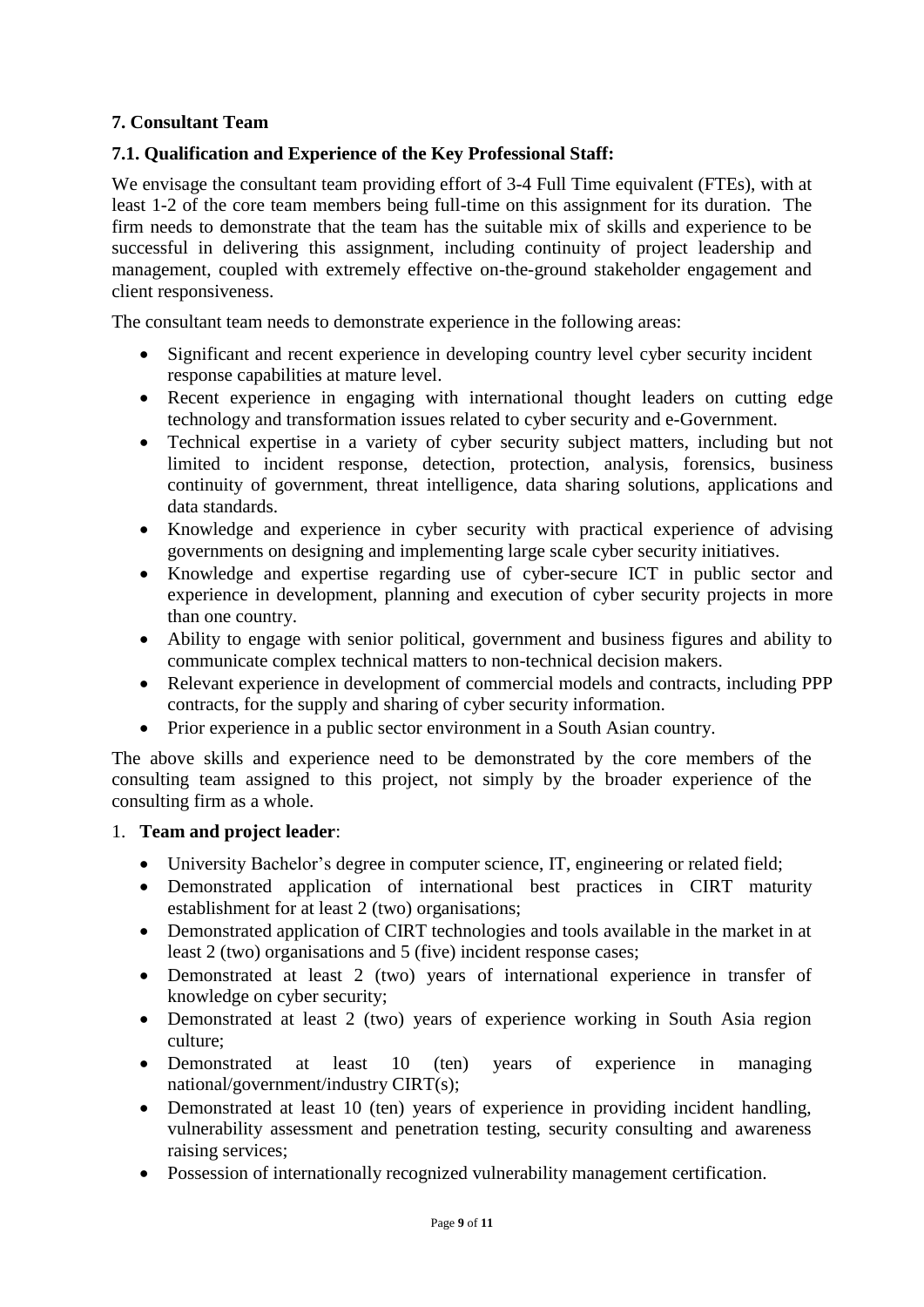## 7. Consultant Team

### 7.1. Qualification and Experience of the Key Professional Staff:

We envisage the consultant team providing effort of 3-4 Full Time equivalent (FTEs), with at least 1-2 of the core team members being full-time on this assignment for its duration. The firm needs to demonstrate that the team has the suitable mix of skills and experience to be successful in delivering this assignment, including continuity of project leadership and management, coupled with extremely effective on-the-ground stakeholder engagement and client responsiveness.

The consultant team needs to demonstrate experience in the following areas:

- Significant and recent experience in developing country level cyber security incident response capabilities at mature level.
- Recent experience in engaging with international thought leaders on cutting edge technology and transformation issues related to cyber security and e-Government.
- Technical expertise in a variety of cyber security subject matters, including but not limited to incident response, detection, protection, analysis, forensics, business continuity of government, threat intelligence, data sharing solutions, applications and data standards.
- Knowledge and experience in cyber security with practical experience of advising governments on designing and implementing large scale cyber security initiatives.
- Knowledge and expertise regarding use of cyber-secure ICT in public sector and experience in development, planning and execution of cyber security projects in more than one country.
- Ability to engage with senior political, government and business figures and ability to communicate complex technical matters to non-technical decision makers.
- Relevant experience in development of commercial models and contracts, including PPP contracts, for the supply and sharing of cyber security information.
- Prior experience in a public sector environment in a South Asian country.

The above skills and experience need to be demonstrated by the core members of the consulting team assigned to this project, not simply by the broader experience of the consulting firm as a whole.

1. **Team and project leader**:
    - University Bachelor's degree in computer science, IT, engineering or related field;
    - Demonstrated application of international best practices in CIRT maturity establishment for at least 2 (two) organisations;
    - Demonstrated application of CIRT technologies and tools available in the market in at least 2 (two) organisations and 5 (five) incident response cases;
    - Demonstrated at least 2 (two) years of international experience in transfer of knowledge on cyber security;
    - Demonstrated at least 2 (two) years of experience working in South Asia region culture;
    - Demonstrated at least 10 (ten) years of experience in managing national/government/industry CIRT(s);
    - Demonstrated at least 10 (ten) years of experience in providing incident handling, vulnerability assessment and penetration testing, security consulting and awareness raising services;
    - Possession of internationally recognized vulnerability management certification.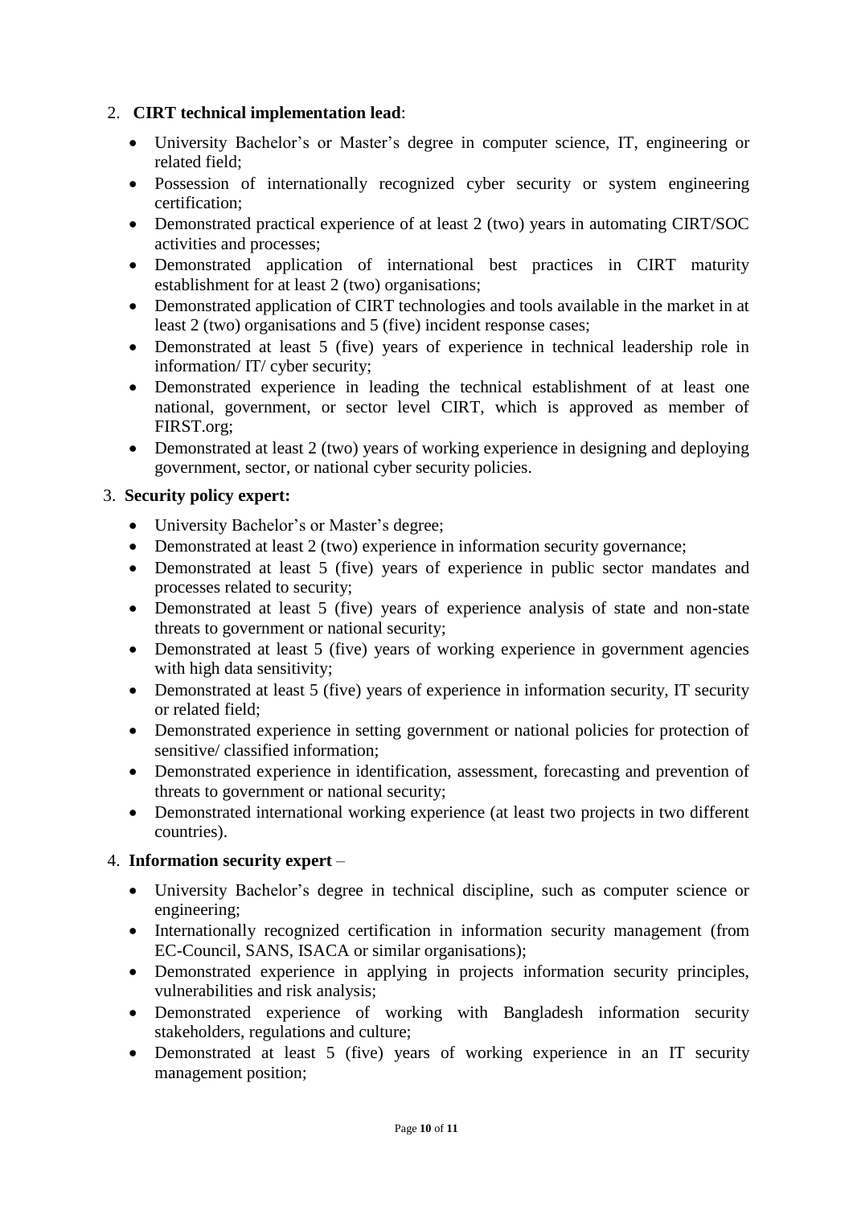2. **CIRT technical implementation lead**:
    - University Bachelor's or Master's degree in computer science, IT, engineering or related field;
    - Possession of internationally recognized cyber security or system engineering certification;
    - Demonstrated practical experience of at least 2 (two) years in automating CIRT/SOC activities and processes;
    - Demonstrated application of international best practices in CIRT maturity establishment for at least 2 (two) organisations;
    - Demonstrated application of CIRT technologies and tools available in the market in at least 2 (two) organisations and 5 (five) incident response cases;
    - Demonstrated at least 5 (five) years of experience in technical leadership role in information/ IT/ cyber security;
    - Demonstrated experience in leading the technical establishment of at least one national, government, or sector level CIRT, which is approved as member of FIRST.org;
    - Demonstrated at least 2 (two) years of working experience in designing and deploying government, sector, or national cyber security policies.

3. **Security policy expert:**
    - University Bachelor's or Master's degree;
    - Demonstrated at least 2 (two) experience in information security governance;
    - Demonstrated at least 5 (five) years of experience in public sector mandates and processes related to security;
    - Demonstrated at least 5 (five) years of experience analysis of state and non-state threats to government or national security;
    - Demonstrated at least 5 (five) years of working experience in government agencies with high data sensitivity;
    - Demonstrated at least 5 (five) years of experience in information security, IT security or related field;
    - Demonstrated experience in setting government or national policies for protection of sensitive/ classified information;
    - Demonstrated experience in identification, assessment, forecasting and prevention of threats to government or national security;
    - Demonstrated international working experience (at least two projects in two different countries).

4. **Information security expert** –
    - University Bachelor's degree in technical discipline, such as computer science or engineering;
    - Internationally recognized certification in information security management (from EC-Council, SANS, ISACA or similar organisations);
    - Demonstrated experience in applying in projects information security principles, vulnerabilities and risk analysis;
    - Demonstrated experience of working with Bangladesh information security stakeholders, regulations and culture;
    - Demonstrated at least 5 (five) years of working experience in an IT security management position;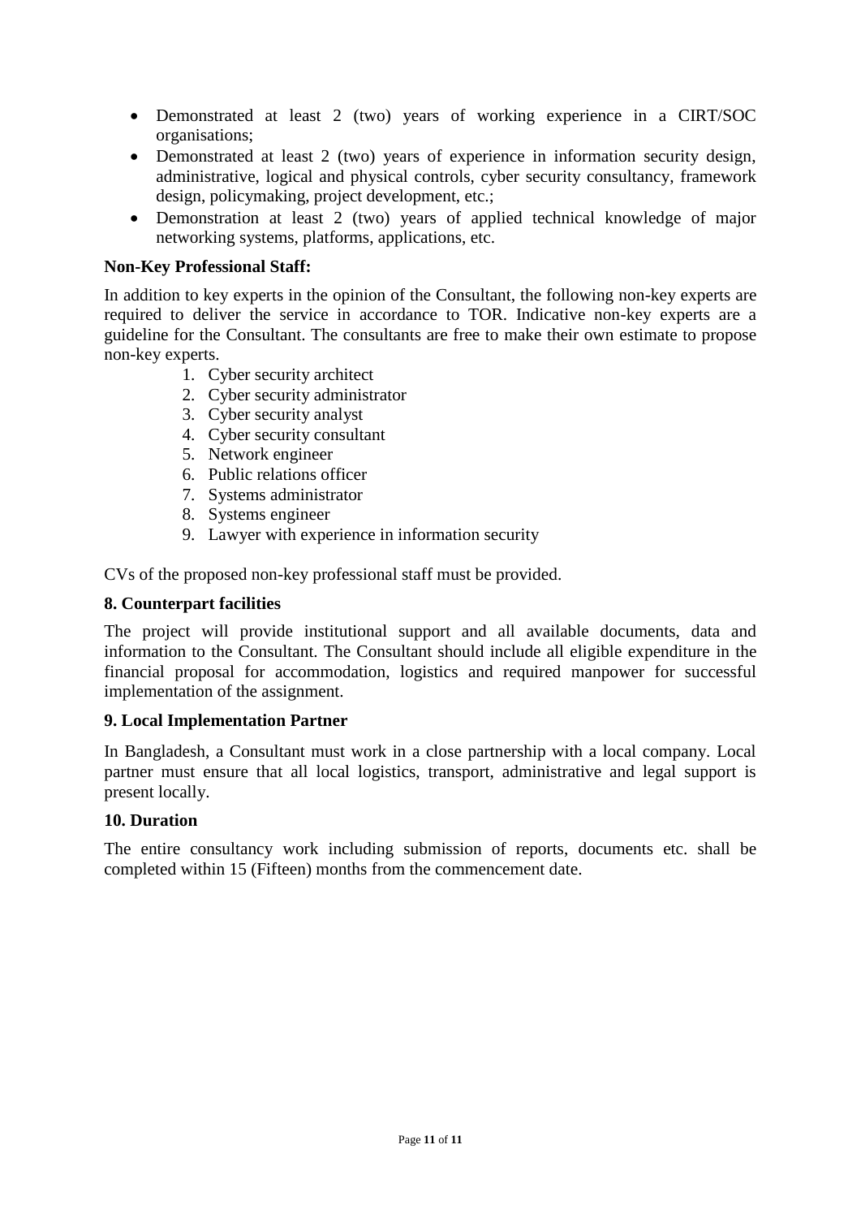- Demonstrated at least 2 (two) years of working experience in a CIRT/SOC organisations;
- Demonstrated at least 2 (two) years of experience in information security design, administrative, logical and physical controls, cyber security consultancy, framework design, policymaking, project development, etc.;
- Demonstration at least 2 (two) years of applied technical knowledge of major networking systems, platforms, applications, etc.

**Non-Key Professional Staff:**

In addition to key experts in the opinion of the Consultant, the following non-key experts are required to deliver the service in accordance to TOR. Indicative non-key experts are a guideline for the Consultant. The consultants are free to make their own estimate to propose non-key experts.

1. Cyber security architect
2. Cyber security administrator
3. Cyber security analyst
4. Cyber security consultant
5. Network engineer
6. Public relations officer
7. Systems administrator
8. Systems engineer
9. Lawyer with experience in information security

CVs of the proposed non-key professional staff must be provided.

## 8. Counterpart facilities

The project will provide institutional support and all available documents, data and information to the Consultant. The Consultant should include all eligible expenditure in the financial proposal for accommodation, logistics and required manpower for successful implementation of the assignment.

## 9. Local Implementation Partner

In Bangladesh, a Consultant must work in a close partnership with a local company. Local partner must ensure that all local logistics, transport, administrative and legal support is present locally.

## 10. Duration

The entire consultancy work including submission of reports, documents etc. shall be completed within 15 (Fifteen) months from the commencement date.